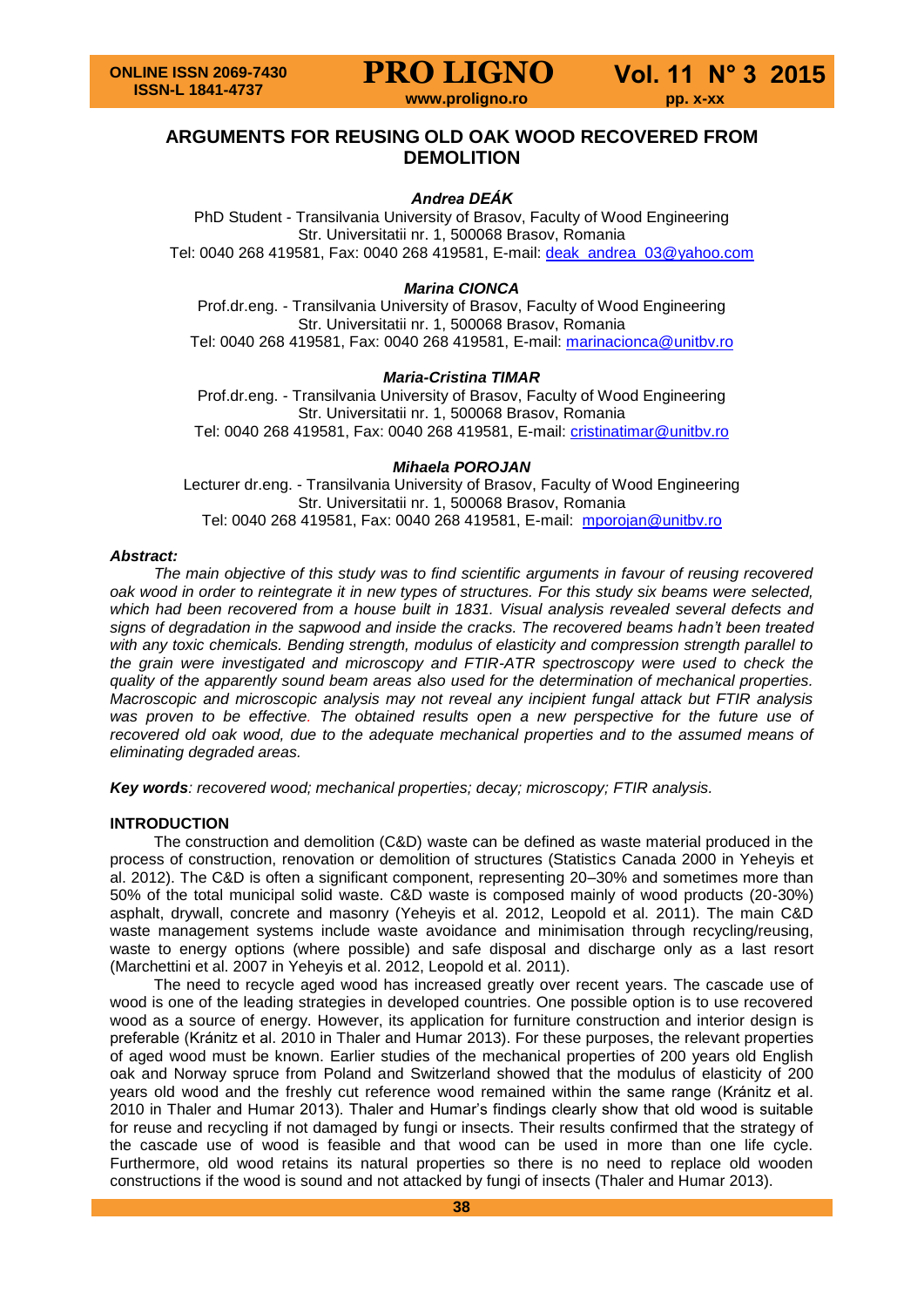# ARGUMENTS FOR REUSING OLD OAK WOOD RECOVERED FROM DEMOLITION

***Andrea DEÁK***

PhD Student - Transilvania University of Brasov, Faculty of Wood Engineering
Str. Universitatii nr. 1, 500068 Brasov, Romania
Tel: 0040 268 419581, Fax: 0040 268 419581, E-mail: deak_andrea_03@yahoo.com

***Marina CIONCA***

Prof.dr.eng. - Transilvania University of Brasov, Faculty of Wood Engineering
Str. Universitatii nr. 1, 500068 Brasov, Romania
Tel: 0040 268 419581, Fax: 0040 268 419581, E-mail: marinacionca@unitbv.ro

***Maria-Cristina TIMAR***

Prof.dr.eng. - Transilvania University of Brasov, Faculty of Wood Engineering
Str. Universitatii nr. 1, 500068 Brasov, Romania
Tel: 0040 268 419581, Fax: 0040 268 419581, E-mail: cristinatimar@unitbv.ro

***Mihaela POROJAN***

Lecturer dr.eng. - Transilvania University of Brasov, Faculty of Wood Engineering
Str. Universitatii nr. 1, 500068 Brasov, Romania
Tel: 0040 268 419581, Fax: 0040 268 419581, E-mail: mporojan@unitbv.ro

***Abstract:***

*The main objective of this study was to find scientific arguments in favour of reusing recovered oak wood in order to reintegrate it in new types of structures. For this study six beams were selected, which had been recovered from a house built in 1831. Visual analysis revealed several defects and signs of degradation in the sapwood and inside the cracks. The recovered beams hadn't been treated with any toxic chemicals. Bending strength, modulus of elasticity and compression strength parallel to the grain were investigated and microscopy and FTIR-ATR spectroscopy were used to check the quality of the apparently sound beam areas also used for the determination of mechanical properties. Macroscopic and microscopic analysis may not reveal any incipient fungal attack but FTIR analysis was proven to be effective. The obtained results open a new perspective for the future use of recovered old oak wood, due to the adequate mechanical properties and to the assumed means of eliminating degraded areas.*

***Key words****: recovered wood; mechanical properties; decay; microscopy; FTIR analysis.*

## INTRODUCTION

The construction and demolition (C&D) waste can be defined as waste material produced in the process of construction, renovation or demolition of structures (Statistics Canada 2000 in Yeheyis et al. 2012). The C&D is often a significant component, representing 20–30% and sometimes more than 50% of the total municipal solid waste. C&D waste is composed mainly of wood products (20-30%) asphalt, drywall, concrete and masonry (Yeheyis et al. 2012, Leopold et al. 2011). The main C&D waste management systems include waste avoidance and minimisation through recycling/reusing, waste to energy options (where possible) and safe disposal and discharge only as a last resort (Marchettini et al. 2007 in Yeheyis et al. 2012, Leopold et al. 2011).

The need to recycle aged wood has increased greatly over recent years. The cascade use of wood is one of the leading strategies in developed countries. One possible option is to use recovered wood as a source of energy. However, its application for furniture construction and interior design is preferable (Kránitz et al. 2010 in Thaler and Humar 2013). For these purposes, the relevant properties of aged wood must be known. Earlier studies of the mechanical properties of 200 years old English oak and Norway spruce from Poland and Switzerland showed that the modulus of elasticity of 200 years old wood and the freshly cut reference wood remained within the same range (Kránitz et al. 2010 in Thaler and Humar 2013). Thaler and Humar's findings clearly show that old wood is suitable for reuse and recycling if not damaged by fungi or insects. Their results confirmed that the strategy of the cascade use of wood is feasible and that wood can be used in more than one life cycle. Furthermore, old wood retains its natural properties so there is no need to replace old wooden constructions if the wood is sound and not attacked by fungi of insects (Thaler and Humar 2013).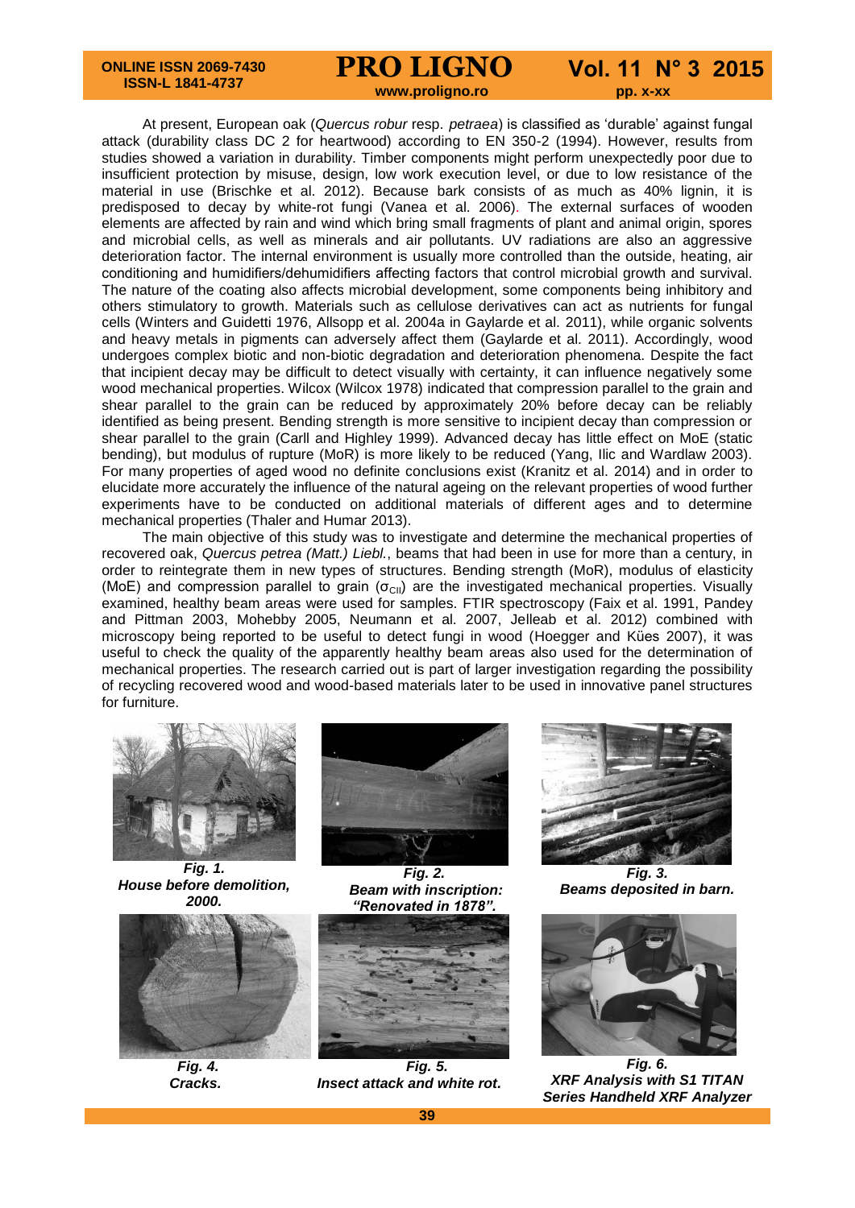At present, European oak (*Quercus robur* resp. *petraea*) is classified as 'durable' against fungal attack (durability class DC 2 for heartwood) according to EN 350-2 (1994). However, results from studies showed a variation in durability. Timber components might perform unexpectedly poor due to insufficient protection by misuse, design, low work execution level, or due to low resistance of the material in use (Brischke et al. 2012). Because bark consists of as much as 40% lignin, it is predisposed to decay by white-rot fungi (Vanea et al. 2006). The external surfaces of wooden elements are affected by rain and wind which bring small fragments of plant and animal origin, spores and microbial cells, as well as minerals and air pollutants. UV radiations are also an aggressive deterioration factor. The internal environment is usually more controlled than the outside, heating, air conditioning and humidifiers/dehumidifiers affecting factors that control microbial growth and survival. The nature of the coating also affects microbial development, some components being inhibitory and others stimulatory to growth. Materials such as cellulose derivatives can act as nutrients for fungal cells (Winters and Guidetti 1976, Allsopp et al. 2004a in Gaylarde et al. 2011), while organic solvents and heavy metals in pigments can adversely affect them (Gaylarde et al. 2011). Accordingly, wood undergoes complex biotic and non-biotic degradation and deterioration phenomena. Despite the fact that incipient decay may be difficult to detect visually with certainty, it can influence negatively some wood mechanical properties. Wilcox (Wilcox 1978) indicated that compression parallel to the grain and shear parallel to the grain can be reduced by approximately 20% before decay can be reliably identified as being present. Bending strength is more sensitive to incipient decay than compression or shear parallel to the grain (Carll and Highley 1999). Advanced decay has little effect on MoE (static bending), but modulus of rupture (MoR) is more likely to be reduced (Yang, Ilic and Wardlaw 2003). For many properties of aged wood no definite conclusions exist (Kranitz et al. 2014) and in order to elucidate more accurately the influence of the natural ageing on the relevant properties of wood further experiments have to be conducted on additional materials of different ages and to determine mechanical properties (Thaler and Humar 2013).

The main objective of this study was to investigate and determine the mechanical properties of recovered oak, *Quercus petrea (Matt.) Liebl.*, beams that had been in use for more than a century, in order to reintegrate them in new types of structures. Bending strength (MoR), modulus of elasticity (MoE) and compression parallel to grain ($\sigma_{CII}$) are the investigated mechanical properties. Visually examined, healthy beam areas were used for samples. FTIR spectroscopy (Faix et al. 1991, Pandey and Pittman 2003, Mohebby 2005, Neumann et al. 2007, Jelleab et al. 2012) combined with microscopy being reported to be useful to detect fungi in wood (Hoegger and Kües 2007), it was useful to check the quality of the apparently healthy beam areas also used for the determination of mechanical properties. The research carried out is part of larger investigation regarding the possibility of recycling recovered wood and wood-based materials later to be used in innovative panel structures for furniture.

***Fig. 1.*** ***House before demolition, 2000.***

***Fig. 2.*** ***Beam with inscription: "Renovated in 1878".***

***Fig. 3.*** ***Beams deposited in barn.***

***Fig. 4.*** ***Cracks.***

***Fig. 5.*** ***Insect attack and white rot.***

***Fig. 6.*** ***XRF Analysis with S1 TITAN Series Handheld XRF Analyzer***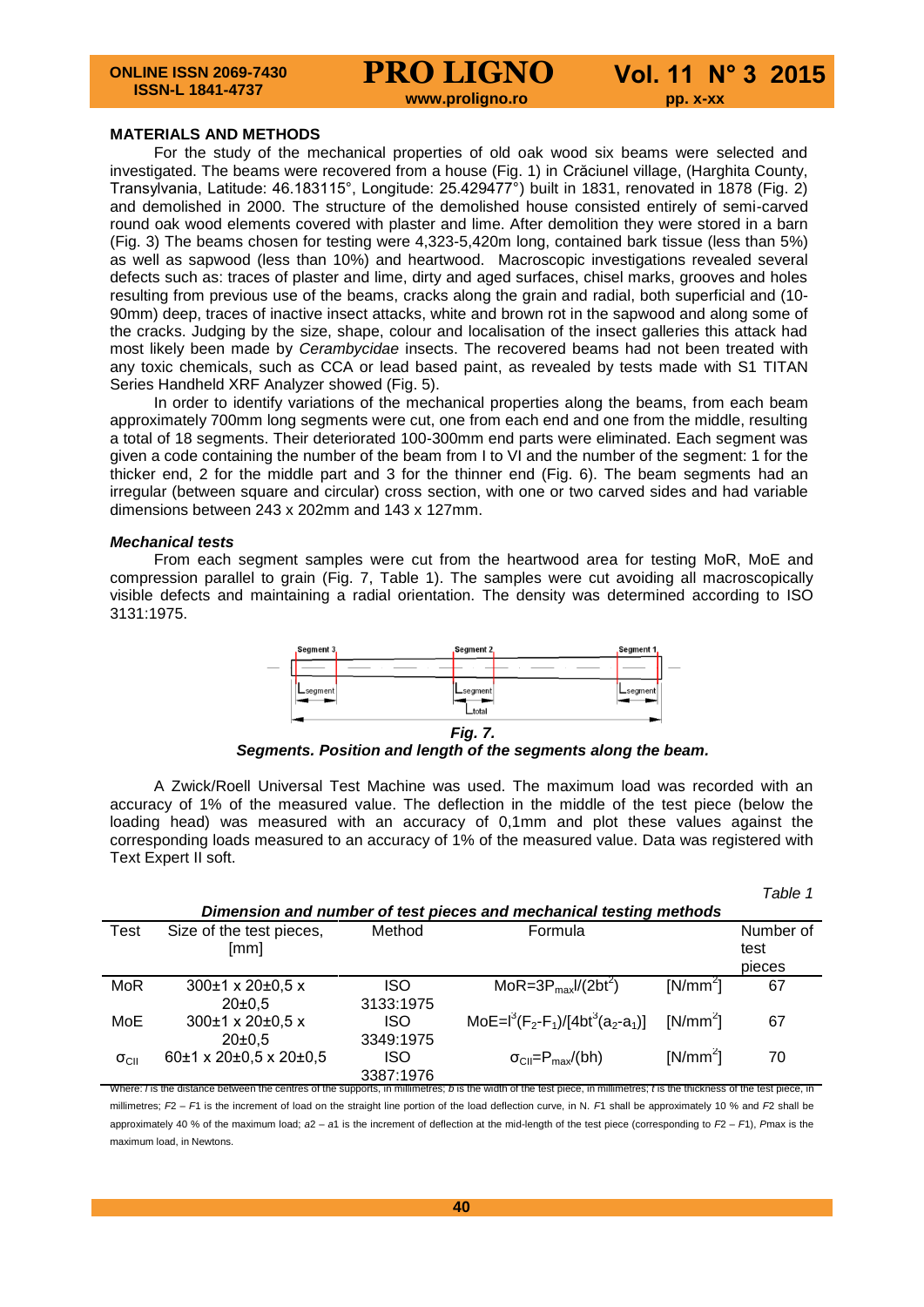## MATERIALS AND METHODS

For the study of the mechanical properties of old oak wood six beams were selected and investigated. The beams were recovered from a house (Fig. 1) in Crăciunel village, (Harghita County, Transylvania, Latitude: 46.183115°, Longitude: 25.429477°) built in 1831, renovated in 1878 (Fig. 2) and demolished in 2000. The structure of the demolished house consisted entirely of semi-carved round oak wood elements covered with plaster and lime. After demolition they were stored in a barn (Fig. 3) The beams chosen for testing were 4,323-5,420m long, contained bark tissue (less than 5%) as well as sapwood (less than 10%) and heartwood. Macroscopic investigations revealed several defects such as: traces of plaster and lime, dirty and aged surfaces, chisel marks, grooves and holes resulting from previous use of the beams, cracks along the grain and radial, both superficial and (10-90mm) deep, traces of inactive insect attacks, white and brown rot in the sapwood and along some of the cracks. Judging by the size, shape, colour and localisation of the insect galleries this attack had most likely been made by *Cerambycidae* insects. The recovered beams had not been treated with any toxic chemicals, such as CCA or lead based paint, as revealed by tests made with S1 TITAN Series Handheld XRF Analyzer showed (Fig. 5).

In order to identify variations of the mechanical properties along the beams, from each beam approximately 700mm long segments were cut, one from each end and one from the middle, resulting a total of 18 segments. Their deteriorated 100-300mm end parts were eliminated. Each segment was given a code containing the number of the beam from I to VI and the number of the segment: 1 for the thicker end, 2 for the middle part and 3 for the thinner end (Fig. 6). The beam segments had an irregular (between square and circular) cross section, with one or two carved sides and had variable dimensions between 243 x 202mm and 143 x 127mm.

### *Mechanical tests*

From each segment samples were cut from the heartwood area for testing MoR, MoE and compression parallel to grain (Fig. 7, Table 1). The samples were cut avoiding all macroscopically visible defects and maintaining a radial orientation. The density was determined according to ISO 3131:1975.

***Fig. 7.***
***Segments. Position and length of the segments along the beam.***

A Zwick/Roell Universal Test Machine was used. The maximum load was recorded with an accuracy of 1% of the measured value. The deflection in the middle of the test piece (below the loading head) was measured with an accuracy of 0,1mm and plot these values against the corresponding loads measured to an accuracy of 1% of the measured value. Data was registered with Text Expert II soft.

*Table 1*

***Dimension and number of test pieces and mechanical testing methods***

| Test | Size of the test pieces, [mm] | Method | Formula | | Number of test pieces |
|---|---|---|---|---|---|
| MoR | 300±1 x 20±0,5 x 20±0,5 | ISO 3133:1975 | $MoR=3P_{max}l/(2bt^2)$ | [N/mm²] | 67 |
| MoE | 300±1 x 20±0,5 x 20±0,5 | ISO 3349:1975 | $MoE=l^3(F_2-F_1)/[4bt^3(a_2-a_1)]$ | [N/mm²] | 67 |
| $\sigma_{CII}$ | 60±1 x 20±0,5 x 20±0,5 | ISO 3387:1976 | $\sigma_{CII}=P_{max}/(bh)$ | [N/mm²] | 70 |

Where: *l* is the distance between the centres of the supports, in millimetres; *b* is the width of the test piece, in millimetres; *t* is the thickness of the test piece, in millimetres; *F*2 – *F*1 is the increment of load on the straight line portion of the load deflection curve, in N. *F*1 shall be approximately 10 % and *F*2 shall be approximately 40 % of the maximum load; *a*2 – *a*1 is the increment of deflection at the mid-length of the test piece (corresponding to *F*2 – *F*1), *P*max is the maximum load, in Newtons.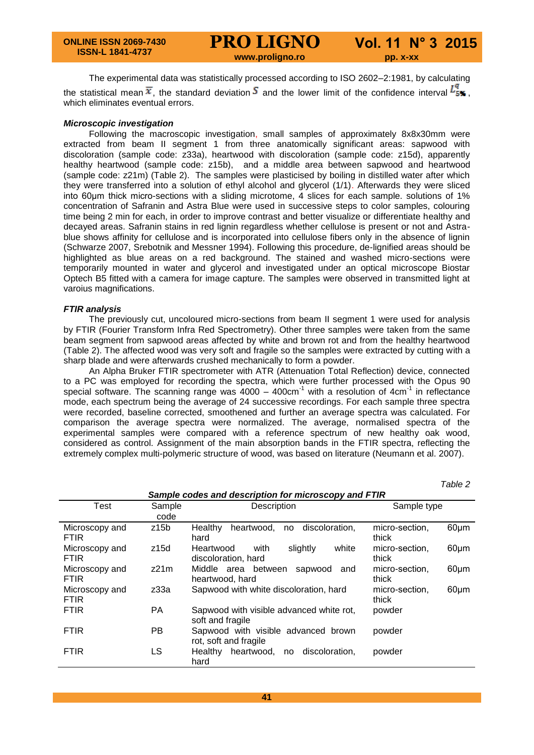The experimental data was statistically processed according to ISO 2602–2:1981, by calculating the statistical mean $\overline{x}$, the standard deviation $S$ and the lower limit of the confidence interval $L^{q}_{5\%}$, which eliminates eventual errors.

### *Microscopic investigation*

Following the macroscopic investigation, small samples of approximately 8x8x30mm were extracted from beam II segment 1 from three anatomically significant areas: sapwood with discoloration (sample code: z33a), heartwood with discoloration (sample code: z15d), apparently healthy heartwood (sample code: z15b), and a middle area between sapwood and heartwood (sample code: z21m) (Table 2). The samples were plasticised by boiling in distilled water after which they were transferred into a solution of ethyl alcohol and glycerol (1/1). Afterwards they were sliced into 60μm thick micro-sections with a sliding microtome, 4 slices for each sample. solutions of 1% concentration of Safranin and Astra Blue were used in successive steps to color samples, colouring time being 2 min for each, in order to improve contrast and better visualize or differentiate healthy and decayed areas. Safranin stains in red lignin regardless whether cellulose is present or not and Astra-blue shows affinity for cellulose and is incorporated into cellulose fibers only in the absence of lignin (Schwarze 2007, Srebotnik and Messner 1994). Following this procedure, de-lignified areas should be highlighted as blue areas on a red background. The stained and washed micro-sections were temporarily mounted in water and glycerol and investigated under an optical microscope Biostar Optech B5 fitted with a camera for image capture. The samples were observed in transmitted light at varoius magnifications.

### *FTIR analysis*

The previously cut, uncoloured micro-sections from beam II segment 1 were used for analysis by FTIR (Fourier Transform Infra Red Spectrometry). Other three samples were taken from the same beam segment from sapwood areas affected by white and brown rot and from the healthy heartwood (Table 2). The affected wood was very soft and fragile so the samples were extracted by cutting with a sharp blade and were afterwards crushed mechanically to form a powder.

An Alpha Bruker FTIR spectrometer with ATR (Attenuation Total Reflection) device, connected to a PC was employed for recording the spectra, which were further processed with the Opus 90 special software. The scanning range was 4000 – 400cm$^{-1}$ with a resolution of 4cm$^{-1}$ in reflectance mode, each spectrum being the average of 24 successive recordings. For each sample three spectra were recorded, baseline corrected, smoothened and further an average spectra was calculated. For comparison the average spectra were normalized. The average, normalised spectra of the experimental samples were compared with a reference spectrum of new healthy oak wood, considered as control. Assignment of the main absorption bands in the FTIR spectra, reflecting the extremely complex multi-polymeric structure of wood, was based on literature (Neumann et al. 2007).

*Table 2*

***Sample codes and description for microscopy and FTIR***

| Test | Sample code | Description | Sample type |
|---|---|---|---|
| Microscopy and FTIR | z15b | Healthy heartwood, no discoloration, hard | micro-section, 60μm thick |
| Microscopy and FTIR | z15d | Heartwood with slightly white discoloration, hard | micro-section, 60μm thick |
| Microscopy and FTIR | z21m | Middle area between sapwood and heartwood, hard | micro-section, 60μm thick |
| Microscopy and FTIR | z33a | Sapwood with white discoloration, hard | micro-section, 60μm thick |
| FTIR | PA | Sapwood with visible advanced white rot, soft and fragile | powder |
| FTIR | PB | Sapwood with visible advanced brown rot, soft and fragile | powder |
| FTIR | LS | Healthy heartwood, no discoloration, hard | powder |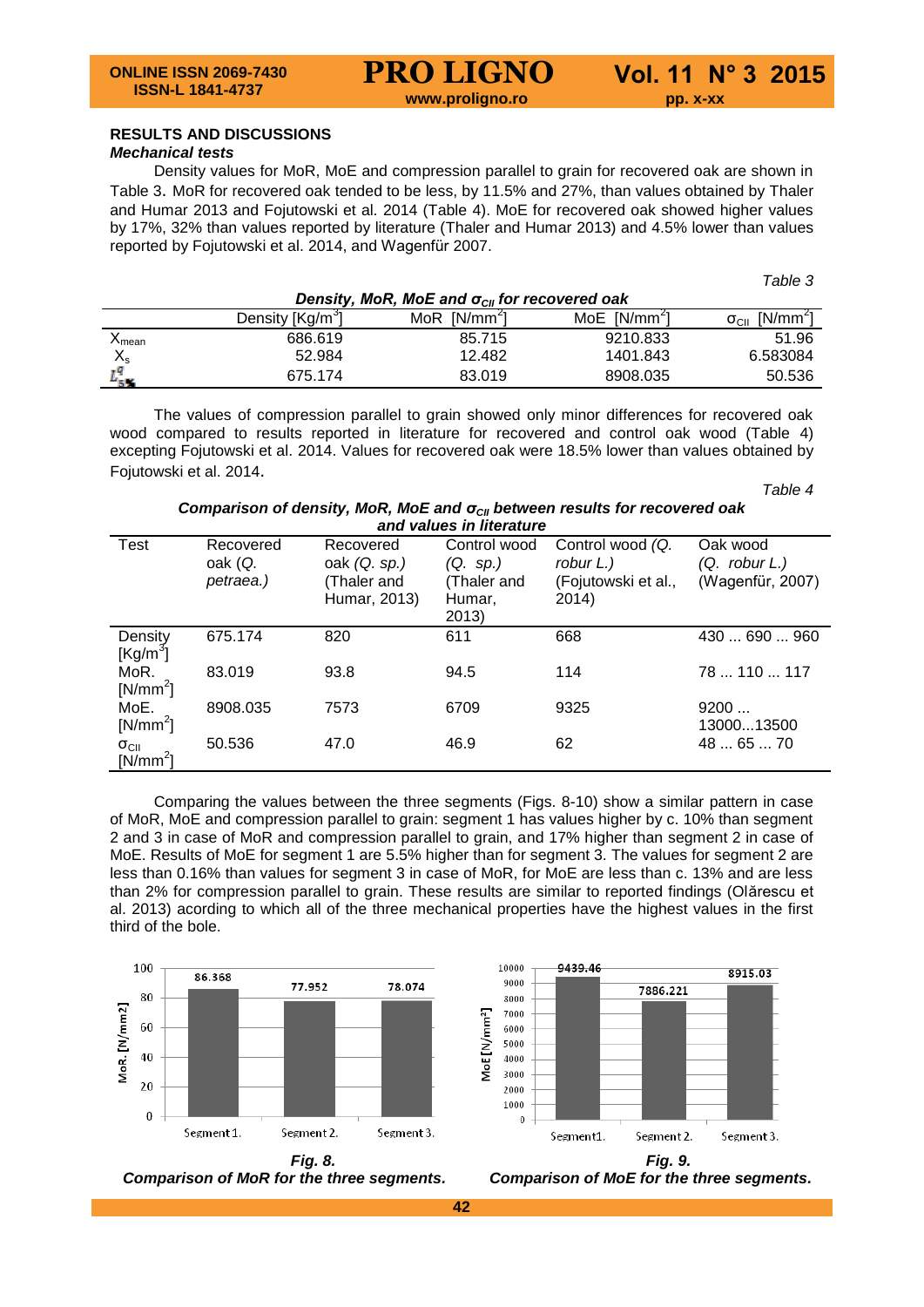## RESULTS AND DISCUSSIONS

### *Mechanical tests*

Density values for MoR, MoE and compression parallel to grain for recovered oak are shown in Table 3. MoR for recovered oak tended to be less, by 11.5% and 27%, than values obtained by Thaler and Humar 2013 and Fojutowski et al. 2014 (Table 4). MoE for recovered oak showed higher values by 17%, 32% than values reported by literature (Thaler and Humar 2013) and 4.5% lower than values reported by Fojutowski et al. 2014, and Wagenfür 2007.

*Table 3*

***Density, MoR, MoE and $\sigma_{CII}$ for recovered oak***

| | Density [Kg/m$^3$] | MoR [N/mm$^2$] | MoE [N/mm$^2$] | $\sigma_{CII}$ [N/mm$^2$] |
|---|---|---|---|---|
| $X_{mean}$ | 686.619 | 85.715 | 9210.833 | 51.96 |
| $X_s$ | 52.984 | 12.482 | 1401.843 | 6.583084 |
| $L^q_{5\%}$ | 675.174 | 83.019 | 8908.035 | 50.536 |

The values of compression parallel to grain showed only minor differences for recovered oak wood compared to results reported in literature for recovered and control oak wood (Table 4) excepting Fojutowski et al. 2014. Values for recovered oak were 18.5% lower than values obtained by Fojutowski et al. 2014.

*Table 4*

***Comparison of density, MoR, MoE and $\sigma_{CII}$ between results for recovered oak and values in literature***

| Test | Recovered oak (*Q. petraea.*) | Recovered oak (*Q. sp.)* (Thaler and Humar, 2013) | Control wood (*Q. sp.)* (Thaler and Humar, 2013) | Control wood *(Q. robur L.)* (Fojutowski et al., 2014) | Oak wood (*Q. robur L.)* (Wagenfür, 2007) |
|---|---|---|---|---|---|
| Density [Kg/m$^3$] | 675.174 | 820 | 611 | 668 | 430 ... 690 ... 960 |
| MoR. [N/mm$^2$] | 83.019 | 93.8 | 94.5 | 114 | 78 ... 110 ... 117 |
| MoE. [N/mm$^2$] | 8908.035 | 7573 | 6709 | 9325 | 9200 ... 13000...13500 |
| $\sigma_{CII}$ [N/mm$^2$] | 50.536 | 47.0 | 46.9 | 62 | 48 ... 65 ... 70 |

Comparing the values between the three segments (Figs. 8-10) show a similar pattern in case of MoR, MoE and compression parallel to grain: segment 1 has values higher by c. 10% than segment 2 and 3 in case of MoR and compression parallel to grain, and 17% higher than segment 2 in case of MoE. Results of MoE for segment 1 are 5.5% higher than for segment 3. The values for segment 2 are less than 0.16% than values for segment 3 in case of MoR, for MoE are less than c. 13% and are less than 2% for compression parallel to grain. These results are similar to reported findings (Olărescu et al. 2013) acording to which all of the three mechanical properties have the highest values in the first third of the bole.

***Fig. 8.***
***Comparison of MoR for the three segments.***

***Fig. 9.***
***Comparison of MoE for the three segments.***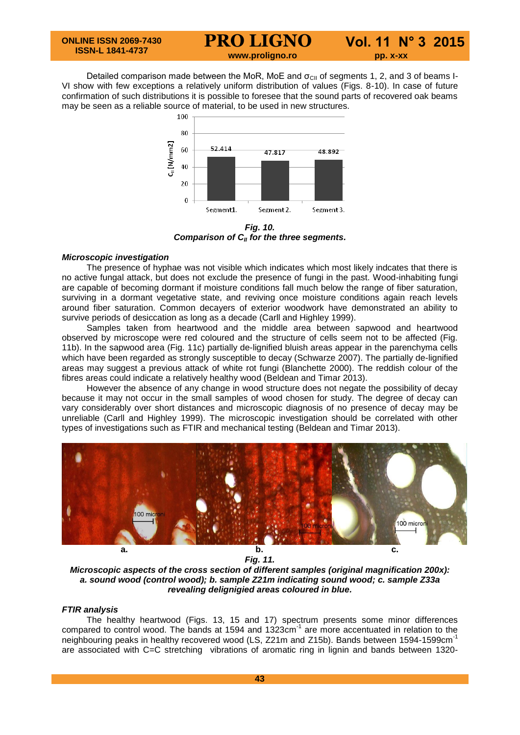Detailed comparison made between the MoR, MoE and $\sigma_{CII}$ of segments 1, 2, and 3 of beams I-VI show with few exceptions a relatively uniform distribution of values (Figs. 8-10). In case of future confirmation of such distributions it is possible to foresee that the sound parts of recovered oak beams may be seen as a reliable source of material, to be used in new structures.

***Fig. 10.***
***Comparison of $C_{II}$ for the three segments.***

#### *Microscopic investigation*

The presence of hyphae was not visible which indicates which most likely indcates that there is no active fungal attack, but does not exclude the presence of fungi in the past. Wood-inhabiting fungi are capable of becoming dormant if moisture conditions fall much below the range of fiber saturation, surviving in a dormant vegetative state, and reviving once moisture conditions again reach levels around fiber saturation. Common decayers of exterior woodwork have demonstrated an ability to survive periods of desiccation as long as a decade (Carll and Highley 1999).

Samples taken from heartwood and the middle area between sapwood and heartwood observed by microscope were red coloured and the structure of cells seem not to be affected (Fig. 11b). In the sapwood area (Fig. 11c) partially de-lignified bluish areas appear in the parenchyma cells which have been regarded as strongly susceptible to decay (Schwarze 2007). The partially de-lignified areas may suggest a previous attack of white rot fungi (Blanchette 2000). The reddish colour of the fibres areas could indicate a relatively healthy wood (Beldean and Timar 2013).

However the absence of any change in wood structure does not negate the possibility of decay because it may not occur in the small samples of wood chosen for study. The degree of decay can vary considerably over short distances and microscopic diagnosis of no presence of decay may be unreliable (Carll and Highley 1999). The microscopic investigation should be correlated with other types of investigations such as FTIR and mechanical testing (Beldean and Timar 2013).

***Fig. 11.***
***Microscopic aspects of the cross section of different samples (original magnification 200x): a. sound wood (control wood); b. sample Z21m indicating sound wood; c. sample Z33a revealing delignigied areas coloured in blue.***

#### *FTIR analysis*

The healthy heartwood (Figs. 13, 15 and 17) spectrum presents some minor differences compared to control wood. The bands at 1594 and 1323cm$^{-1}$ are more accentuated in relation to the neighbouring peaks in healthy recovered wood (LS, Z21m and Z15b). Bands between 1594-1599cm$^{-1}$ are associated with C=C stretching vibrations of aromatic ring in lignin and bands between 1320-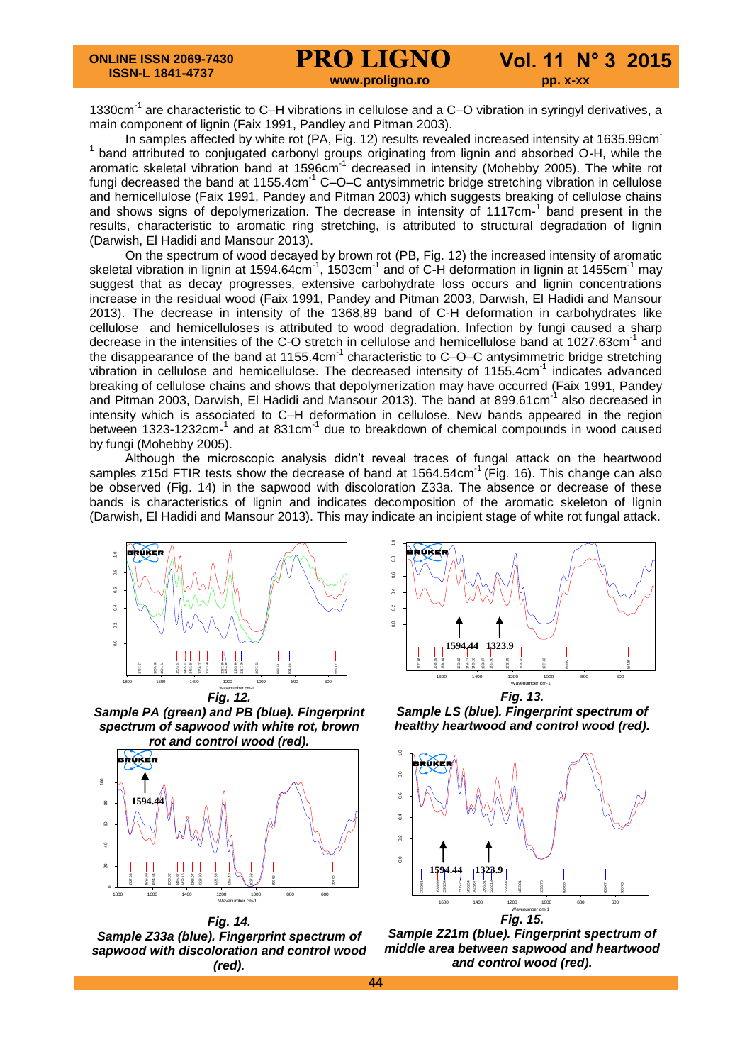1330cm$^{-1}$ are characteristic to C–H vibrations in cellulose and a C–O vibration in syringyl derivatives, a main component of lignin (Faix 1991, Pandley and Pitman 2003).

In samples affected by white rot (PA, Fig. 12) results revealed increased intensity at 1635.99cm$^{-1}$ band attributed to conjugated carbonyl groups originating from lignin and absorbed O-H, while the aromatic skeletal vibration band at 1596cm$^{-1}$ decreased in intensity (Mohebby 2005). The white rot fungi decreased the band at 1155.4cm$^{-1}$ C–O–C antysimmetric bridge stretching vibration in cellulose and hemicellulose (Faix 1991, Pandey and Pitman 2003) which suggests breaking of cellulose chains and shows signs of depolymerization. The decrease in intensity of 1117cm-$^{1}$ band present in the results, characteristic to aromatic ring stretching, is attributed to structural degradation of lignin (Darwish, El Hadidi and Mansour 2013).

On the spectrum of wood decayed by brown rot (PB, Fig. 12) the increased intensity of aromatic skeletal vibration in lignin at 1594.64cm$^{-1}$, 1503cm$^{-1}$ and of C-H deformation in lignin at 1455cm$^{-1}$ may suggest that as decay progresses, extensive carbohydrate loss occurs and lignin concentrations increase in the residual wood (Faix 1991, Pandey and Pitman 2003, Darwish, El Hadidi and Mansour 2013). The decrease in intensity of the 1368,89 band of C-H deformation in carbohydrates like cellulose and hemicelluloses is attributed to wood degradation. Infection by fungi caused a sharp decrease in the intensities of the C-O stretch in cellulose and hemicellulose band at 1027.63cm$^{-1}$ and the disappearance of the band at 1155.4cm$^{-1}$ characteristic to C–O–C antysimmetric bridge stretching vibration in cellulose and hemicellulose. The decreased intensity of 1155.4cm$^{-1}$ indicates advanced breaking of cellulose chains and shows that depolymerization may have occurred (Faix 1991, Pandey and Pitman 2003, Darwish, El Hadidi and Mansour 2013). The band at 899.61cm$^{-1}$ also decreased in intensity which is associated to C–H deformation in cellulose. New bands appeared in the region between 1323-1232cm-$^{1}$ and at 831cm$^{-1}$ due to breakdown of chemical compounds in wood caused by fungi (Mohebby 2005).

Although the microscopic analysis didn't reveal traces of fungal attack on the heartwood samples z15d FTIR tests show the decrease of band at 1564.54cm$^{-1}$ (Fig. 16). This change can also be observed (Fig. 14) in the sapwood with discoloration Z33a. The absence or decrease of these bands is characteristics of lignin and indicates decomposition of the aromatic skeleton of lignin (Darwish, El Hadidi and Mansour 2013). This may indicate an incipient stage of white rot fungal attack.

***Fig. 12.***
***Sample PA (green) and PB (blue). Fingerprint spectrum of sapwood with white rot, brown rot and control wood (red).***

***Fig. 13.***
***Sample LS (blue). Fingerprint spectrum of healthy heartwood and control wood (red).***

***Fig. 14.***
***Sample Z33a (blue). Fingerprint spectrum of sapwood with discoloration and control wood (red).***

***Fig. 15.***
***Sample Z21m (blue). Fingerprint spectrum of middle area between sapwood and heartwood and control wood (red).***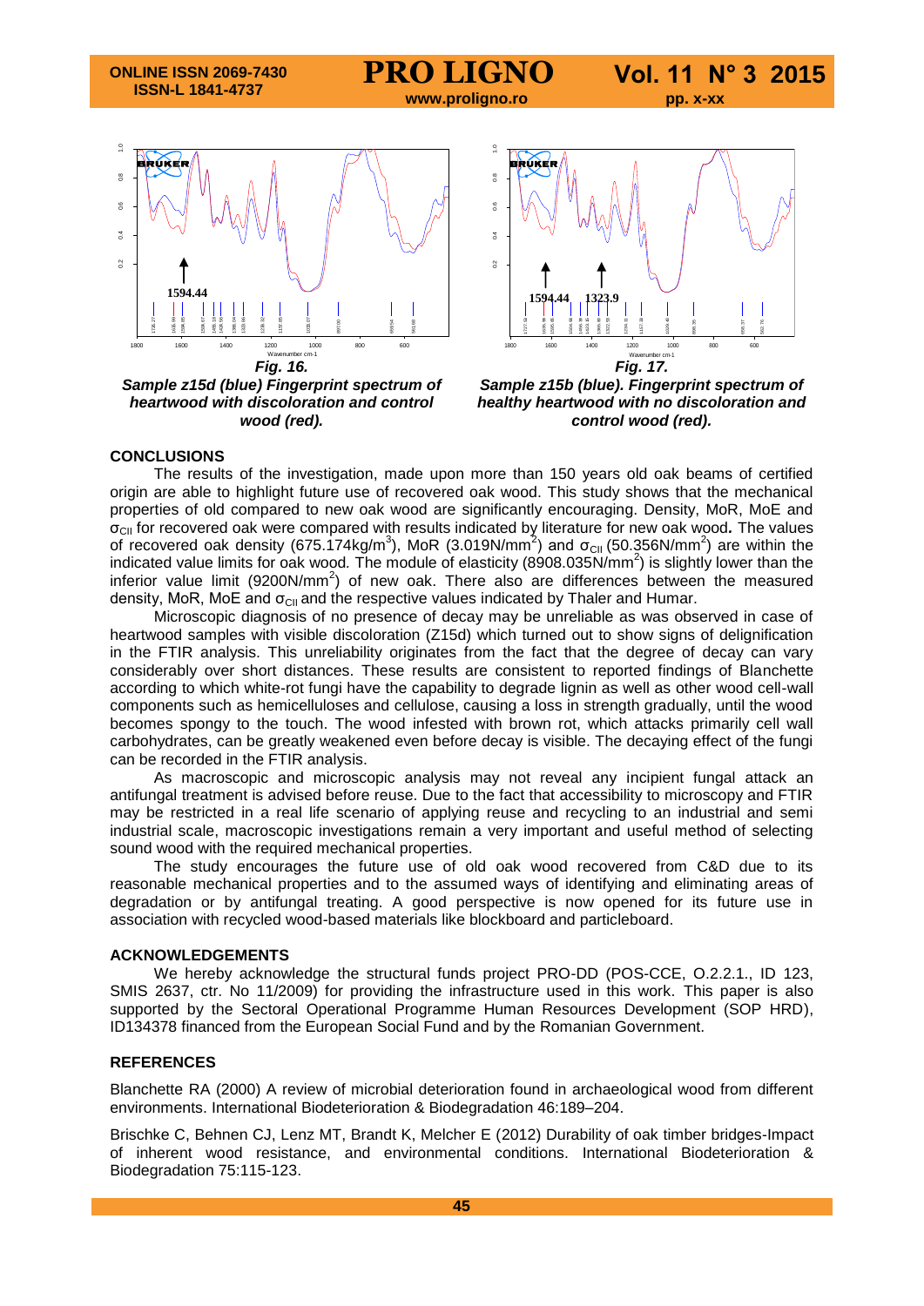*Fig. 16.*

*Sample z15d (blue) Fingerprint spectrum of heartwood with discoloration and control wood (red).*

*Fig. 17.*

*Sample z15b (blue). Fingerprint spectrum of healthy heartwood with no discoloration and control wood (red).*

## CONCLUSIONS

The results of the investigation, made upon more than 150 years old oak beams of certified origin are able to highlight future use of recovered oak wood. This study shows that the mechanical properties of old compared to new oak wood are significantly encouraging. Density, MoR, MoE and $\sigma_{CII}$ for recovered oak were compared with results indicated by literature for new oak wood**.** The values of recovered oak density (675.174kg/m$^3$), MoR (3.019N/mm$^2$) and $\sigma_{CII}$ (50.356N/mm$^2$) are within the indicated value limits for oak wood*.* The module of elasticity (8908.035N/mm$^2$) is slightly lower than the inferior value limit (9200N/mm$^2$) of new oak. There also are differences between the measured density, MoR, MoE and $\sigma_{CII}$ and the respective values indicated by Thaler and Humar.

Microscopic diagnosis of no presence of decay may be unreliable as was observed in case of heartwood samples with visible discoloration (Z15d) which turned out to show signs of delignification in the FTIR analysis. This unreliability originates from the fact that the degree of decay can vary considerably over short distances. These results are consistent to reported findings of Blanchette according to which white-rot fungi have the capability to degrade lignin as well as other wood cell-wall components such as hemicelluloses and cellulose, causing a loss in strength gradually, until the wood becomes spongy to the touch. The wood infested with brown rot, which attacks primarily cell wall carbohydrates, can be greatly weakened even before decay is visible. The decaying effect of the fungi can be recorded in the FTIR analysis.

As macroscopic and microscopic analysis may not reveal any incipient fungal attack an antifungal treatment is advised before reuse. Due to the fact that accessibility to microscopy and FTIR may be restricted in a real life scenario of applying reuse and recycling to an industrial and semi industrial scale, macroscopic investigations remain a very important and useful method of selecting sound wood with the required mechanical properties.

The study encourages the future use of old oak wood recovered from C&D due to its reasonable mechanical properties and to the assumed ways of identifying and eliminating areas of degradation or by antifungal treating. A good perspective is now opened for its future use in association with recycled wood-based materials like blockboard and particleboard.

## ACKNOWLEDGEMENTS

We hereby acknowledge the structural funds project PRO-DD (POS-CCE, O.2.2.1., ID 123, SMIS 2637, ctr. No 11/2009) for providing the infrastructure used in this work. This paper is also supported by the Sectoral Operational Programme Human Resources Development (SOP HRD), ID134378 financed from the European Social Fund and by the Romanian Government.

## REFERENCES

Blanchette RA (2000) A review of microbial deterioration found in archaeological wood from different environments. International Biodeterioration & Biodegradation 46:189–204.

Brischke C, Behnen CJ, Lenz MT, Brandt K, Melcher E (2012) Durability of oak timber bridges-Impact of inherent wood resistance, and environmental conditions. International Biodeterioration & Biodegradation 75:115-123.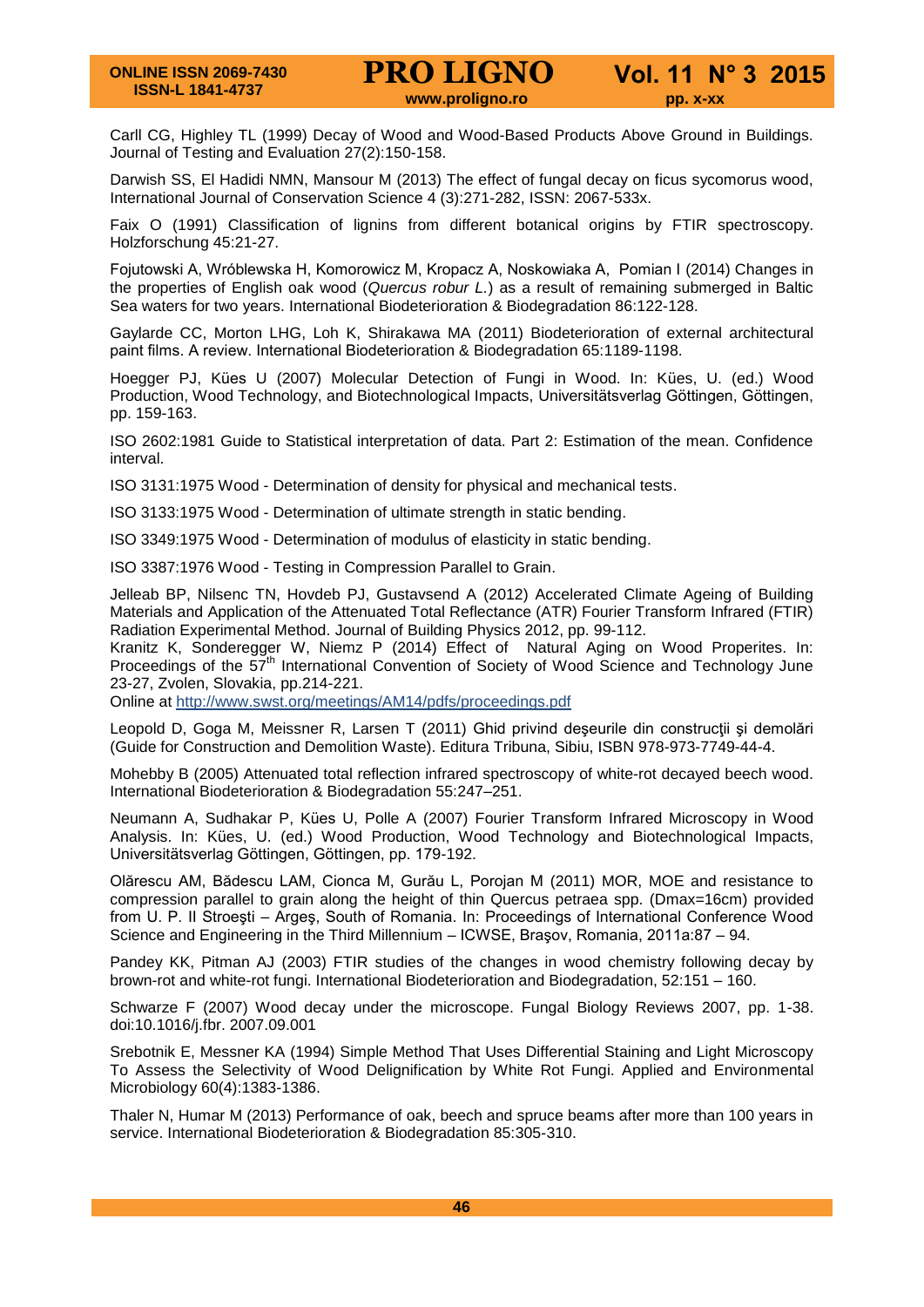Carll CG, Highley TL (1999) Decay of Wood and Wood-Based Products Above Ground in Buildings. Journal of Testing and Evaluation 27(2):150-158.

Darwish SS, El Hadidi NMN, Mansour M (2013) The effect of fungal decay on ficus sycomorus wood, International Journal of Conservation Science 4 (3):271-282, ISSN: 2067-533x.

Faix O (1991) Classification of lignins from different botanical origins by FTIR spectroscopy. Holzforschung 45:21-27.

Fojutowski A, Wróblewska H, Komorowicz M, Kropacz A, Noskowiaka A, Pomian I (2014) Changes in the properties of English oak wood (*Quercus robur L*.) as a result of remaining submerged in Baltic Sea waters for two years. International Biodeterioration & Biodegradation 86:122-128.

Gaylarde CC, Morton LHG, Loh K, Shirakawa MA (2011) Biodeterioration of external architectural paint films. A review. International Biodeterioration & Biodegradation 65:1189-1198.

Hoegger PJ, Kües U (2007) Molecular Detection of Fungi in Wood. In: Kües, U. (ed.) Wood Production, Wood Technology, and Biotechnological Impacts, Universitätsverlag Göttingen, Göttingen, pp. 159-163.

ISO 2602:1981 Guide to Statistical interpretation of data. Part 2: Estimation of the mean. Confidence interval.

ISO 3131:1975 Wood - Determination of density for physical and mechanical tests.

ISO 3133:1975 Wood - Determination of ultimate strength in static bending.

ISO 3349:1975 Wood - Determination of modulus of elasticity in static bending.

ISO 3387:1976 Wood - Testing in Compression Parallel to Grain.

Jelleab BP, Nilsenc TN, Hovdeb PJ, Gustavsend A (2012) Accelerated Climate Ageing of Building Materials and Application of the Attenuated Total Reflectance (ATR) Fourier Transform Infrared (FTIR) Radiation Experimental Method. Journal of Building Physics 2012, pp. 99-112.

Kranitz K, Sonderegger W, Niemz P (2014) Effect of Natural Aging on Wood Properites. In: Proceedings of the 57th International Convention of Society of Wood Science and Technology June 23-27, Zvolen, Slovakia, pp.214-221.
Online at http://www.swst.org/meetings/AM14/pdfs/proceedings.pdf

Leopold D, Goga M, Meissner R, Larsen T (2011) Ghid privind deşeurile din construcţii şi demolări (Guide for Construction and Demolition Waste). Editura Tribuna, Sibiu, ISBN 978-973-7749-44-4.

Mohebby B (2005) Attenuated total reflection infrared spectroscopy of white-rot decayed beech wood. International Biodeterioration & Biodegradation 55:247–251.

Neumann A, Sudhakar P, Kües U, Polle A (2007) Fourier Transform Infrared Microscopy in Wood Analysis. In: Kües, U. (ed.) Wood Production, Wood Technology and Biotechnological Impacts, Universitätsverlag Göttingen, Göttingen, pp. 179-192.

Olărescu AM, Bădescu LAM, Cionca M, Gurău L, Porojan M (2011) MOR, MOE and resistance to compression parallel to grain along the height of thin Quercus petraea spp. (Dmax=16cm) provided from U. P. II Stroeşti – Argeş, South of Romania. In: Proceedings of International Conference Wood Science and Engineering in the Third Millennium – ICWSE, Braşov, Romania, 2011a:87 – 94.

Pandey KK, Pitman AJ (2003) FTIR studies of the changes in wood chemistry following decay by brown-rot and white-rot fungi. International Biodeterioration and Biodegradation, 52:151 – 160.

Schwarze F (2007) Wood decay under the microscope. Fungal Biology Reviews 2007, pp. 1-38. doi:10.1016/j.fbr. 2007.09.001

Srebotnik E, Messner KA (1994) Simple Method That Uses Differential Staining and Light Microscopy To Assess the Selectivity of Wood Delignification by White Rot Fungi. Applied and Environmental Microbiology 60(4):1383-1386.

Thaler N, Humar M (2013) Performance of oak, beech and spruce beams after more than 100 years in service. International Biodeterioration & Biodegradation 85:305-310.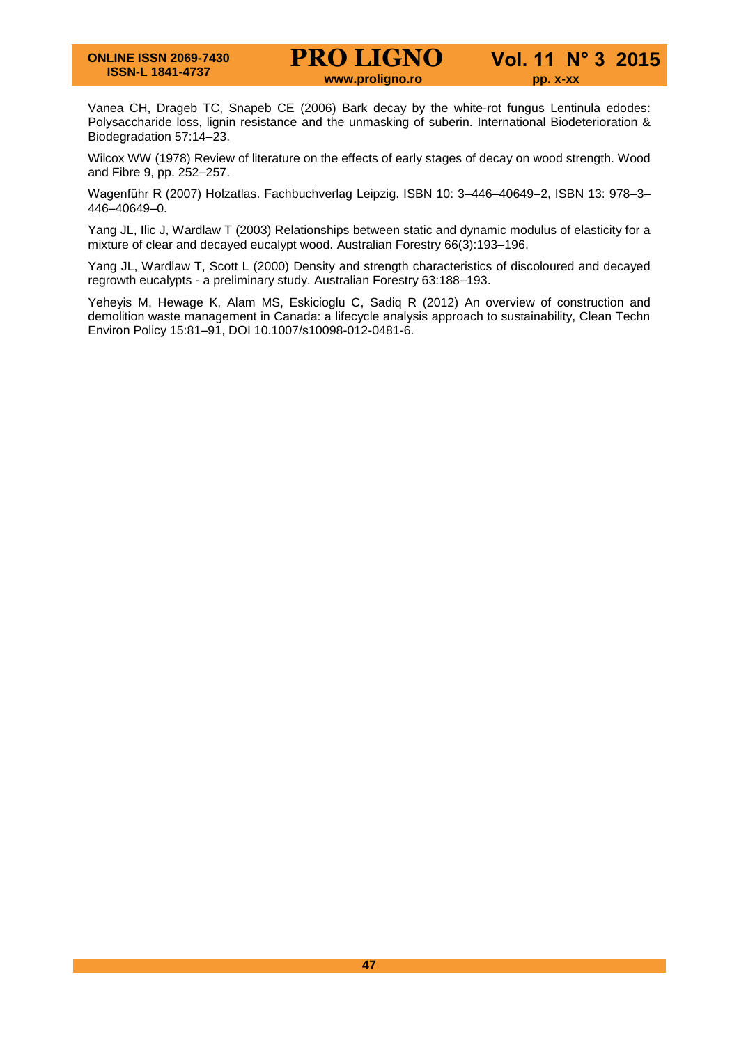Vanea CH, Drageb TC, Snapeb CE (2006) Bark decay by the white-rot fungus Lentinula edodes: Polysaccharide loss, lignin resistance and the unmasking of suberin. International Biodeterioration & Biodegradation 57:14–23.

Wilcox WW (1978) Review of literature on the effects of early stages of decay on wood strength. Wood and Fibre 9, pp. 252–257.

Wagenführ R (2007) Holzatlas. Fachbuchverlag Leipzig. ISBN 10: 3–446–40649–2, ISBN 13: 978–3–446–40649–0.

Yang JL, Ilic J, Wardlaw T (2003) Relationships between static and dynamic modulus of elasticity for a mixture of clear and decayed eucalypt wood. Australian Forestry 66(3):193–196.

Yang JL, Wardlaw T, Scott L (2000) Density and strength characteristics of discoloured and decayed regrowth eucalypts - a preliminary study. Australian Forestry 63:188–193.

Yeheyis M, Hewage K, Alam MS, Eskicioglu C, Sadiq R (2012) An overview of construction and demolition waste management in Canada: a lifecycle analysis approach to sustainability, Clean Techn Environ Policy 15:81–91, DOI 10.1007/s10098-012-0481-6.